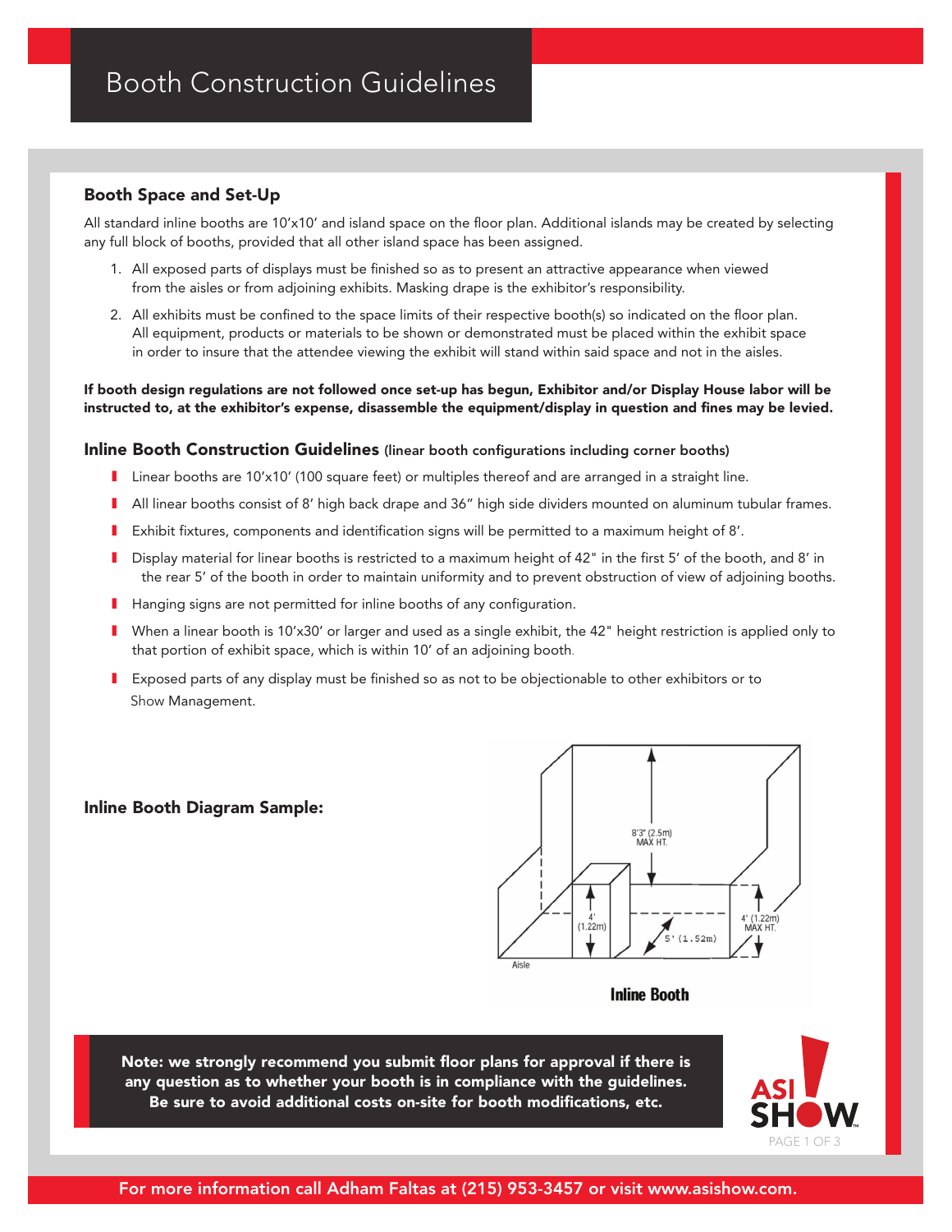# Booth Construction Guidelines

## Booth Space and Set-Up

All standard inline booths are 10'x10' and island space on the floor plan. Additional islands may be created by selecting any full block of booths, provided that all other island space has been assigned.

1. All exposed parts of displays must be finished so as to present an attractive appearance when viewed from the aisles or from adjoining exhibits. Masking drape is the exhibitor's responsibility.
2. All exhibits must be confined to the space limits of their respective booth(s) so indicated on the floor plan. All equipment, products or materials to be shown or demonstrated must be placed within the exhibit space in order to insure that the attendee viewing the exhibit will stand within said space and not in the aisles.

**If booth design regulations are not followed once set-up has begun, Exhibitor and/or Display House labor will be instructed to, at the exhibitor's expense, disassemble the equipment/display in question and fines may be levied.**

## Inline Booth Construction Guidelines (linear booth configurations including corner booths)

- Linear booths are 10'x10' (100 square feet) or multiples thereof and are arranged in a straight line.
- All linear booths consist of 8' high back drape and 36" high side dividers mounted on aluminum tubular frames.
- Exhibit fixtures, components and identification signs will be permitted to a maximum height of 8'.
- Display material for linear booths is restricted to a maximum height of 42" in the first 5' of the booth, and 8' in the rear 5' of the booth in order to maintain uniformity and to prevent obstruction of view of adjoining booths.
- Hanging signs are not permitted for inline booths of any configuration.
- When a linear booth is 10'x30' or larger and used as a single exhibit, the 42" height restriction is applied only to that portion of exhibit space, which is within 10' of an adjoining booth.
- Exposed parts of any display must be finished so as not to be objectionable to other exhibitors or to Show Management.

**Inline Booth Diagram Sample:**

8'3" (2.5m) MAX HT.

4' (1.22m)

5' (1.52m)

4' (1.22m) MAX HT.

Aisle

Inline Booth

**Note: we strongly recommend you submit floor plans for approval if there is any question as to whether your booth is in compliance with the guidelines. Be sure to avoid additional costs on-site for booth modifications, etc.**

ASI SHOW

For more information call Adham Faltas at (215) 953-3457 or visit www.asishow.com.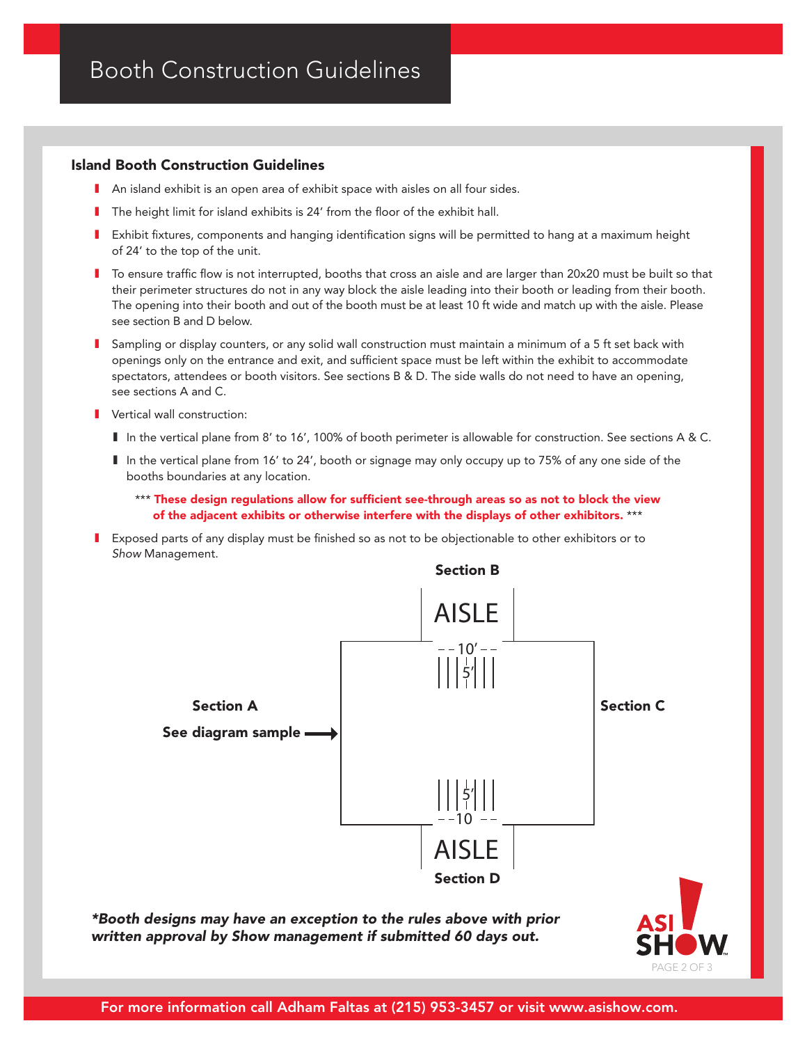# Booth Construction Guidelines

## Island Booth Construction Guidelines

- An island exhibit is an open area of exhibit space with aisles on all four sides.
- The height limit for island exhibits is 24' from the floor of the exhibit hall.
- Exhibit fixtures, components and hanging identification signs will be permitted to hang at a maximum height of 24' to the top of the unit.
- To ensure traffic flow is not interrupted, booths that cross an aisle and are larger than 20x20 must be built so that their perimeter structures do not in any way block the aisle leading into their booth or leading from their booth. The opening into their booth and out of the booth must be at least 10 ft wide and match up with the aisle. Please see section B and D below.
- Sampling or display counters, or any solid wall construction must maintain a minimum of a 5 ft set back with openings only on the entrance and exit, and sufficient space must be left within the exhibit to accommodate spectators, attendees or booth visitors. See sections B & D. The side walls do not need to have an opening, see sections A and C.
- Vertical wall construction:
  - In the vertical plane from 8' to 16', 100% of booth perimeter is allowable for construction. See sections A & C.
  - In the vertical plane from 16' to 24', booth or signage may only occupy up to 75% of any one side of the booths boundaries at any location.

  *** **These design regulations allow for sufficient see-through areas so as not to block the view of the adjacent exhibits or otherwise interfere with the displays of other exhibitors.** ***

- Exposed parts of any display must be finished so as not to be objectionable to other exhibitors or to *Show* Management.

**Section B**

AISLE

10'

5'

**Section A**

**See diagram sample**

**Section C**

5'

10

AISLE

**Section D**

***Booth designs may have an exception to the rules above with prior written approval by Show management if submitted 60 days out.***

**For more information call Adham Faltas at (215) 953-3457 or visit www.asishow.com.**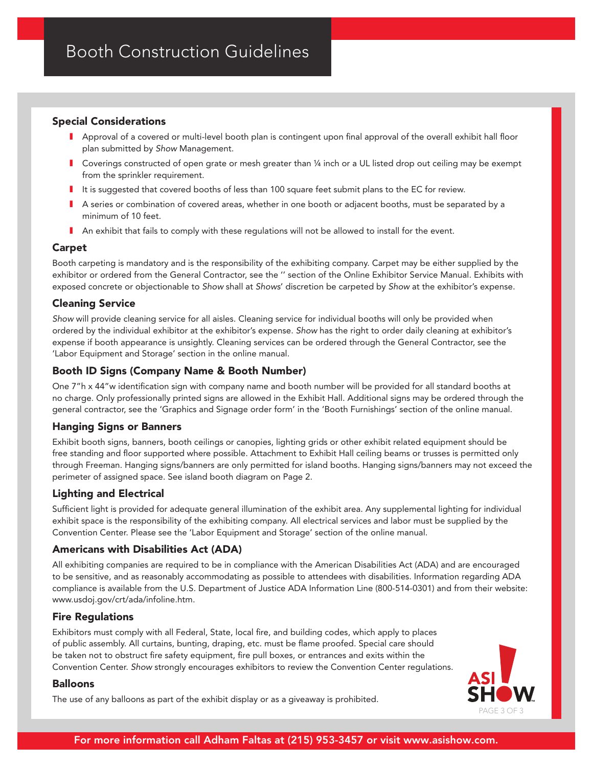# Booth Construction Guidelines

### Special Considerations

- Approval of a covered or multi-level booth plan is contingent upon final approval of the overall exhibit hall floor plan submitted by *Show* Management.
- Coverings constructed of open grate or mesh greater than ¼ inch or a UL listed drop out ceiling may be exempt from the sprinkler requirement.
- It is suggested that covered booths of less than 100 square feet submit plans to the EC for review.
- A series or combination of covered areas, whether in one booth or adjacent booths, must be separated by a minimum of 10 feet.
- An exhibit that fails to comply with these regulations will not be allowed to install for the event.

### Carpet

Booth carpeting is mandatory and is the responsibility of the exhibiting company. Carpet may be either supplied by the exhibitor or ordered from the General Contractor, see the '' section of the Online Exhibitor Service Manual. Exhibits with exposed concrete or objectionable to *Show* shall at *Shows*' discretion be carpeted by *Show* at the exhibitor's expense.

### Cleaning Service

*Show* will provide cleaning service for all aisles. Cleaning service for individual booths will only be provided when ordered by the individual exhibitor at the exhibitor's expense. *Show* has the right to order daily cleaning at exhibitor's expense if booth appearance is unsightly. Cleaning services can be ordered through the General Contractor, see the 'Labor Equipment and Storage' section in the online manual.

### Booth ID Signs (Company Name & Booth Number)

One 7"h x 44"w identification sign with company name and booth number will be provided for all standard booths at no charge. Only professionally printed signs are allowed in the Exhibit Hall. Additional signs may be ordered through the general contractor, see the 'Graphics and Signage order form' in the 'Booth Furnishings' section of the online manual.

### Hanging Signs or Banners

Exhibit booth signs, banners, booth ceilings or canopies, lighting grids or other exhibit related equipment should be free standing and floor supported where possible. Attachment to Exhibit Hall ceiling beams or trusses is permitted only through Freeman. Hanging signs/banners are only permitted for island booths. Hanging signs/banners may not exceed the perimeter of assigned space. See island booth diagram on Page 2.

### Lighting and Electrical

Sufficient light is provided for adequate general illumination of the exhibit area. Any supplemental lighting for individual exhibit space is the responsibility of the exhibiting company. All electrical services and labor must be supplied by the Convention Center. Please see the 'Labor Equipment and Storage' section of the online manual.

### Americans with Disabilities Act (ADA)

All exhibiting companies are required to be in compliance with the American Disabilities Act (ADA) and are encouraged to be sensitive, and as reasonably accommodating as possible to attendees with disabilities. Information regarding ADA compliance is available from the U.S. Department of Justice ADA Information Line (800-514-0301) and from their website: www.usdoj.gov/crt/ada/infoline.htm.

### Fire Regulations

Exhibitors must comply with all Federal, State, local fire, and building codes, which apply to places of public assembly. All curtains, bunting, draping, etc. must be flame proofed. Special care should be taken not to obstruct fire safety equipment, fire pull boxes, or entrances and exits within the Convention Center. *Show* strongly encourages exhibitors to review the Convention Center regulations.

### Balloons

The use of any balloons as part of the exhibit display or as a giveaway is prohibited.

ASI SHOW

**For more information call Adham Faltas at (215) 953-3457 or visit www.asishow.com.**